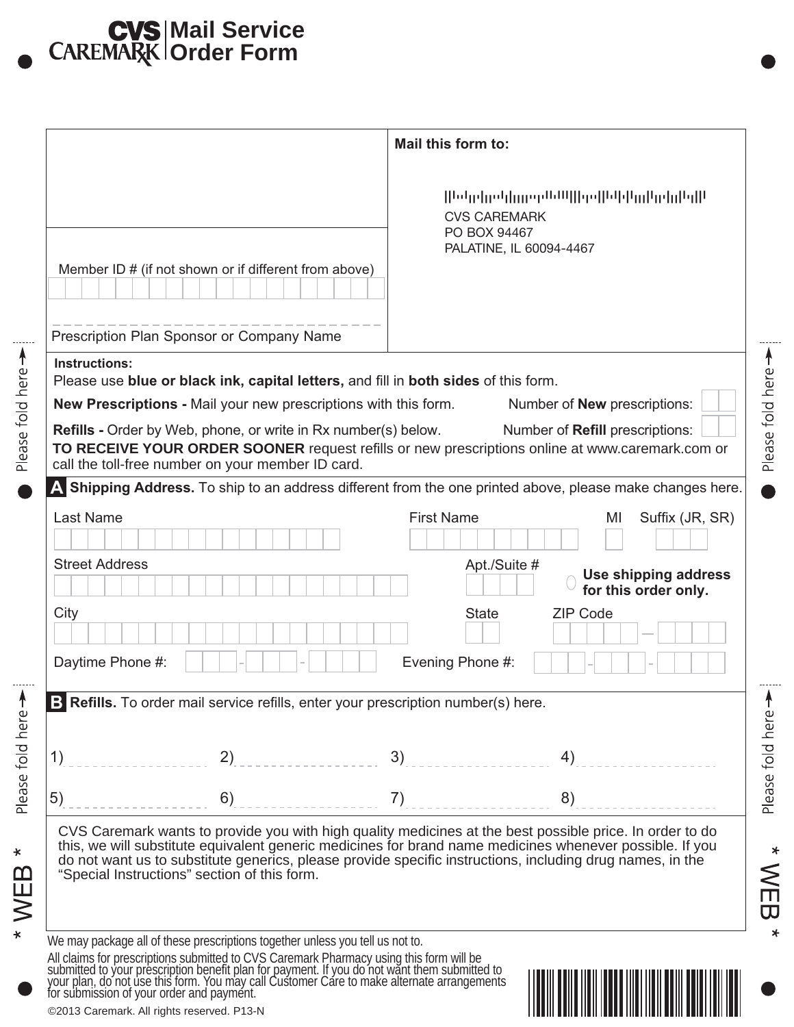# CVS CAREMARK Mail Service Order Form

Member ID # (if not shown or if different from above)

Prescription Plan Sponsor or Company Name

**Mail this form to:**

CVS CAREMARK
PO BOX 94467
PALATINE, IL 60094-4467

**Instructions:**

Please use **blue or black ink, capital letters,** and fill in **both sides** of this form.

**New Prescriptions -** Mail your new prescriptions with this form. Number of **New** prescriptions:

**Refills -** Order by Web, phone, or write in Rx number(s) below. Number of **Refill** prescriptions:

**TO RECEIVE YOUR ORDER SOONER** request refills or new prescriptions online at www.caremark.com or call the toll-free number on your member ID card.

## A Shipping Address.

To ship to an address different from the one printed above, please make changes here.

Last Name | First Name | MI | Suffix (JR, SR)

Street Address | Apt./Suite #

○ **Use shipping address for this order only.**

City | State | ZIP Code

Daytime Phone #: | Evening Phone #:

## B Refills.

To order mail service refills, enter your prescription number(s) here.

1) 2) 3) 4)

5) 6) 7) 8)

CVS Caremark wants to provide you with high quality medicines at the best possible price. In order to do this, we will substitute equivalent generic medicines for brand name medicines whenever possible. If you do not want us to substitute generics, please provide specific instructions, including drug names, in the "Special Instructions" section of this form.

We may package all of these prescriptions together unless you tell us not to.

All claims for prescriptions submitted to CVS Caremark Pharmacy using this form will be submitted to your prescription benefit plan for payment. If you do not want them submitted to your plan, do not use this form. You may call Customer Care to make alternate arrangements for submission of your order and payment.

©2013 Caremark. All rights reserved. P13-N

Please fold here→

* WEB *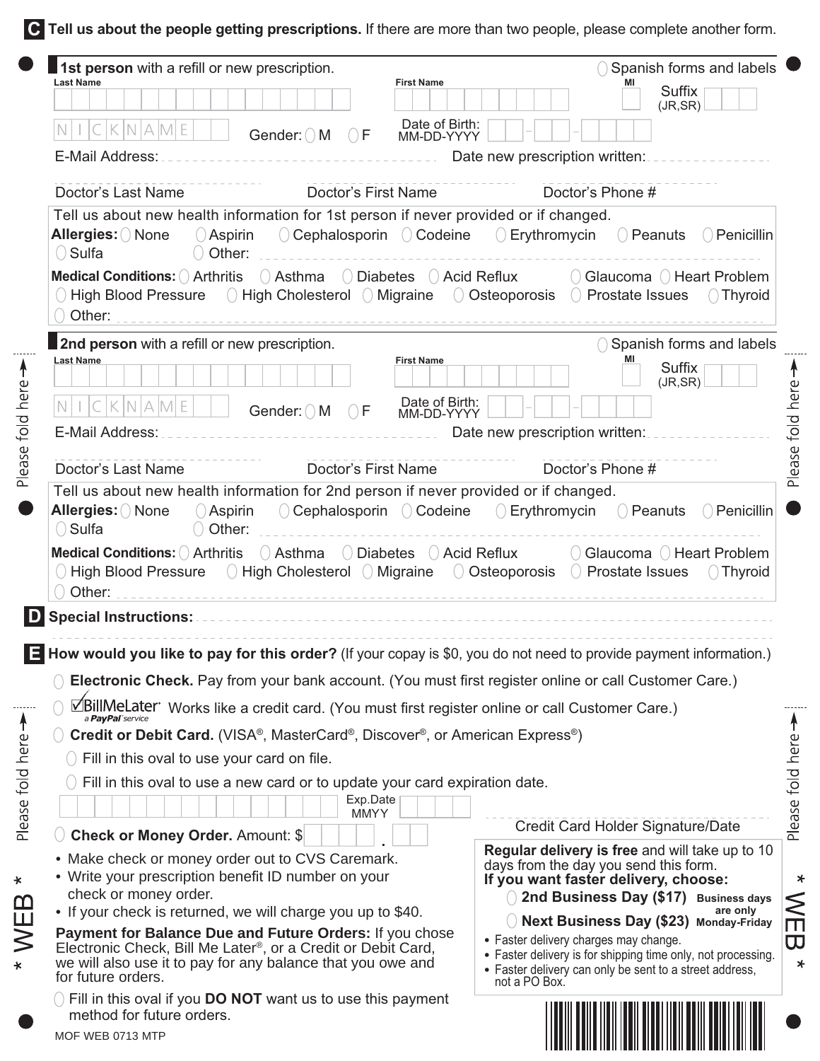**C** **Tell us about the people getting prescriptions.** If there are more than two people, please complete another form.

**1st person** with a refill or new prescription. ○ Spanish forms and labels

Last Name | First Name | MI | Suffix (JR,SR)

NICKNAME | Gender: ○ M ○ F | Date of Birth: MM-DD-YYYY

E-Mail Address: | Date new prescription written:

Doctor's Last Name | Doctor's First Name | Doctor's Phone #

Tell us about new health information for 1st person if never provided or if changed.

**Allergies:** ○ None ○ Aspirin ○ Cephalosporin ○ Codeine ○ Erythromycin ○ Peanuts ○ Penicillin ○ Sulfa ○ Other:

**Medical Conditions:** ○ Arthritis ○ Asthma ○ Diabetes ○ Acid Reflux ○ Glaucoma ○ Heart Problem ○ High Blood Pressure ○ High Cholesterol ○ Migraine ○ Osteoporosis ○ Prostate Issues ○ Thyroid ○ Other:

**2nd person** with a refill or new prescription. ○ Spanish forms and labels

Last Name | First Name | MI | Suffix (JR,SR)

NICKNAME | Gender: ○ M ○ F | Date of Birth: MM-DD-YYYY

E-Mail Address: | Date new prescription written:

Doctor's Last Name | Doctor's First Name | Doctor's Phone #

Tell us about new health information for 2nd person if never provided or if changed.

**Allergies:** ○ None ○ Aspirin ○ Cephalosporin ○ Codeine ○ Erythromycin ○ Peanuts ○ Penicillin ○ Sulfa ○ Other:

**Medical Conditions:** ○ Arthritis ○ Asthma ○ Diabetes ○ Acid Reflux ○ Glaucoma ○ Heart Problem ○ High Blood Pressure ○ High Cholesterol ○ Migraine ○ Osteoporosis ○ Prostate Issues ○ Thyroid ○ Other:

**D** **Special Instructions:**

**E** **How would you like to pay for this order?** (If your copay is $0, you do not need to provide payment information.)

○ **Electronic Check.** Pay from your bank account. (You must first register online or call Customer Care.)

○ BillMeLater® *a PayPal service* Works like a credit card. (You must first register online or call Customer Care.)

○ **Credit or Debit Card.** (VISA®, MasterCard®, Discover®, or American Express®)

○ Fill in this oval to use your card on file.

○ Fill in this oval to use a new card or to update your card expiration date.

Exp.Date MMYY

Credit Card Holder Signature/Date

○ **Check or Money Order.** Amount: $ .

- Make check or money order out to CVS Caremark.
- Write your prescription benefit ID number on your check or money order.
- If your check is returned, we will charge you up to $40.

**Payment for Balance Due and Future Orders:** If you chose Electronic Check, Bill Me Later®, or a Credit or Debit Card, we will also use it to pay for any balance that you owe and for future orders.

○ Fill in this oval if you **DO NOT** want us to use this payment method for future orders.

**Regular delivery is free** and will take up to 10 days from the day you send this form.
**If you want faster delivery, choose:**

○ **2nd Business Day ($17)**
○ **Next Business Day ($23)**

**Business days are only Monday-Friday**

- Faster delivery charges may change.
- Faster delivery is for shipping time only, not processing.
- Faster delivery can only be sent to a street address, not a PO Box.

Please fold here →

\* WEB \*

MOF WEB 0713 MTP